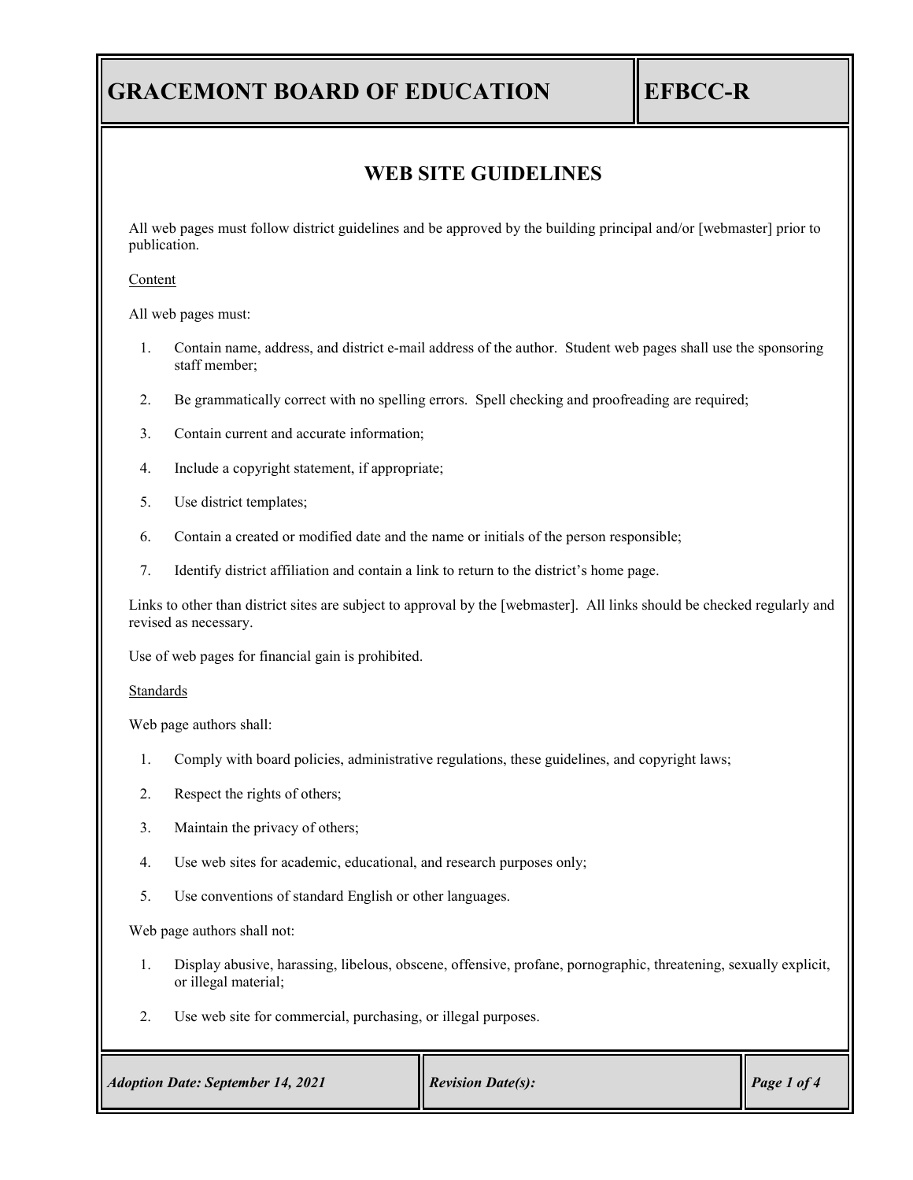# GRACEMONT BOARD OF EDUCATION

**EFBCC-R**

## WEB SITE GUIDELINES

All web pages must follow district guidelines and be approved by the building principal and/or [webmaster] prior to publication.

Content

All web pages must:

1. Contain name, address, and district e-mail address of the author. Student web pages shall use the sponsoring staff member;
2. Be grammatically correct with no spelling errors. Spell checking and proofreading are required;
3. Contain current and accurate information;
4. Include a copyright statement, if appropriate;
5. Use district templates;
6. Contain a created or modified date and the name or initials of the person responsible;
7. Identify district affiliation and contain a link to return to the district's home page.

Links to other than district sites are subject to approval by the [webmaster]. All links should be checked regularly and revised as necessary.

Use of web pages for financial gain is prohibited.

Standards

Web page authors shall:

1. Comply with board policies, administrative regulations, these guidelines, and copyright laws;
2. Respect the rights of others;
3. Maintain the privacy of others;
4. Use web sites for academic, educational, and research purposes only;
5. Use conventions of standard English or other languages.

Web page authors shall not:

1. Display abusive, harassing, libelous, obscene, offensive, profane, pornographic, threatening, sexually explicit, or illegal material;
2. Use web site for commercial, purchasing, or illegal purposes.

*Adoption Date: September 14, 2021* | *Revision Date(s):*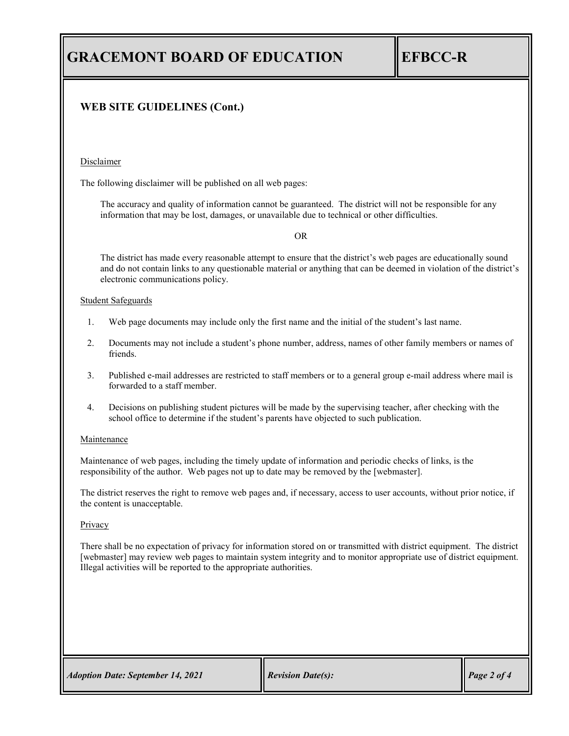## WEB SITE GUIDELINES (Cont.)

Disclaimer

The following disclaimer will be published on all web pages:

> The accuracy and quality of information cannot be guaranteed. The district will not be responsible for any information that may be lost, damages, or unavailable due to technical or other difficulties.
>
> OR
>
> The district has made every reasonable attempt to ensure that the district's web pages are educationally sound and do not contain links to any questionable material or anything that can be deemed in violation of the district's electronic communications policy.

Student Safeguards

1. Web page documents may include only the first name and the initial of the student's last name.
2. Documents may not include a student's phone number, address, names of other family members or names of friends.
3. Published e-mail addresses are restricted to staff members or to a general group e-mail address where mail is forwarded to a staff member.
4. Decisions on publishing student pictures will be made by the supervising teacher, after checking with the school office to determine if the student's parents have objected to such publication.

Maintenance

Maintenance of web pages, including the timely update of information and periodic checks of links, is the responsibility of the author. Web pages not up to date may be removed by the [webmaster].

The district reserves the right to remove web pages and, if necessary, access to user accounts, without prior notice, if the content is unacceptable.

Privacy

There shall be no expectation of privacy for information stored on or transmitted with district equipment. The district [webmaster] may review web pages to maintain system integrity and to monitor appropriate use of district equipment. Illegal activities will be reported to the appropriate authorities.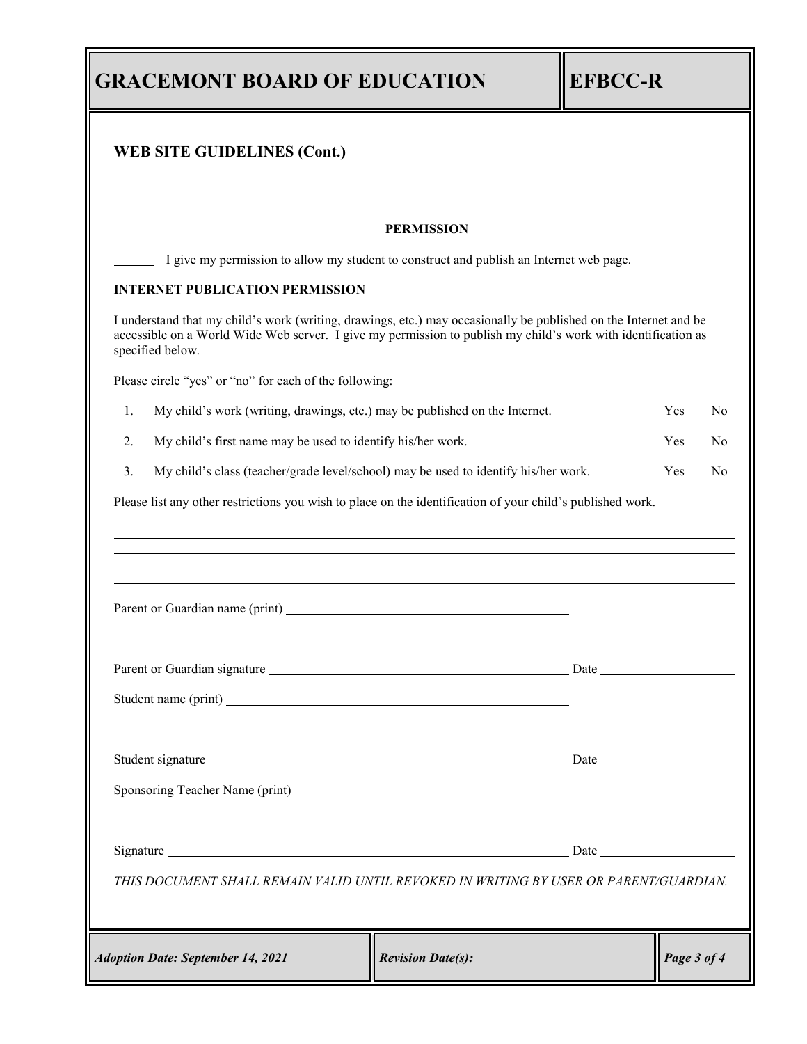# GRACEMONT BOARD OF EDUCATION

## EFBCC-R

### WEB SITE GUIDELINES (Cont.)

**PERMISSION**

______ I give my permission to allow my student to construct and publish an Internet web page.

**INTERNET PUBLICATION PERMISSION**

I understand that my child's work (writing, drawings, etc.) may occasionally be published on the Internet and be accessible on a World Wide Web server. I give my permission to publish my child's work with identification as specified below.

Please circle "yes" or "no" for each of the following:

| | | | |
|---|---|---|---|
| 1. | My child's work (writing, drawings, etc.) may be published on the Internet. | Yes | No |
| 2. | My child's first name may be used to identify his/her work. | Yes | No |
| 3. | My child's class (teacher/grade level/school) may be used to identify his/her work. | Yes | No |

Please list any other restrictions you wish to place on the identification of your child's published work.

______________________________________________________________________

______________________________________________________________________

______________________________________________________________________

______________________________________________________________________

Parent or Guardian name (print) ______________________________

Parent or Guardian signature ______________________________ Date ______________

Student name (print) ______________________________

Student signature ______________________________ Date ______________

Sponsoring Teacher Name (print) ______________________________

Signature ______________________________ Date ______________

*THIS DOCUMENT SHALL REMAIN VALID UNTIL REVOKED IN WRITING BY USER OR PARENT/GUARDIAN.*

***Adoption Date: September 14, 2021*** | ***Revision Date(s):***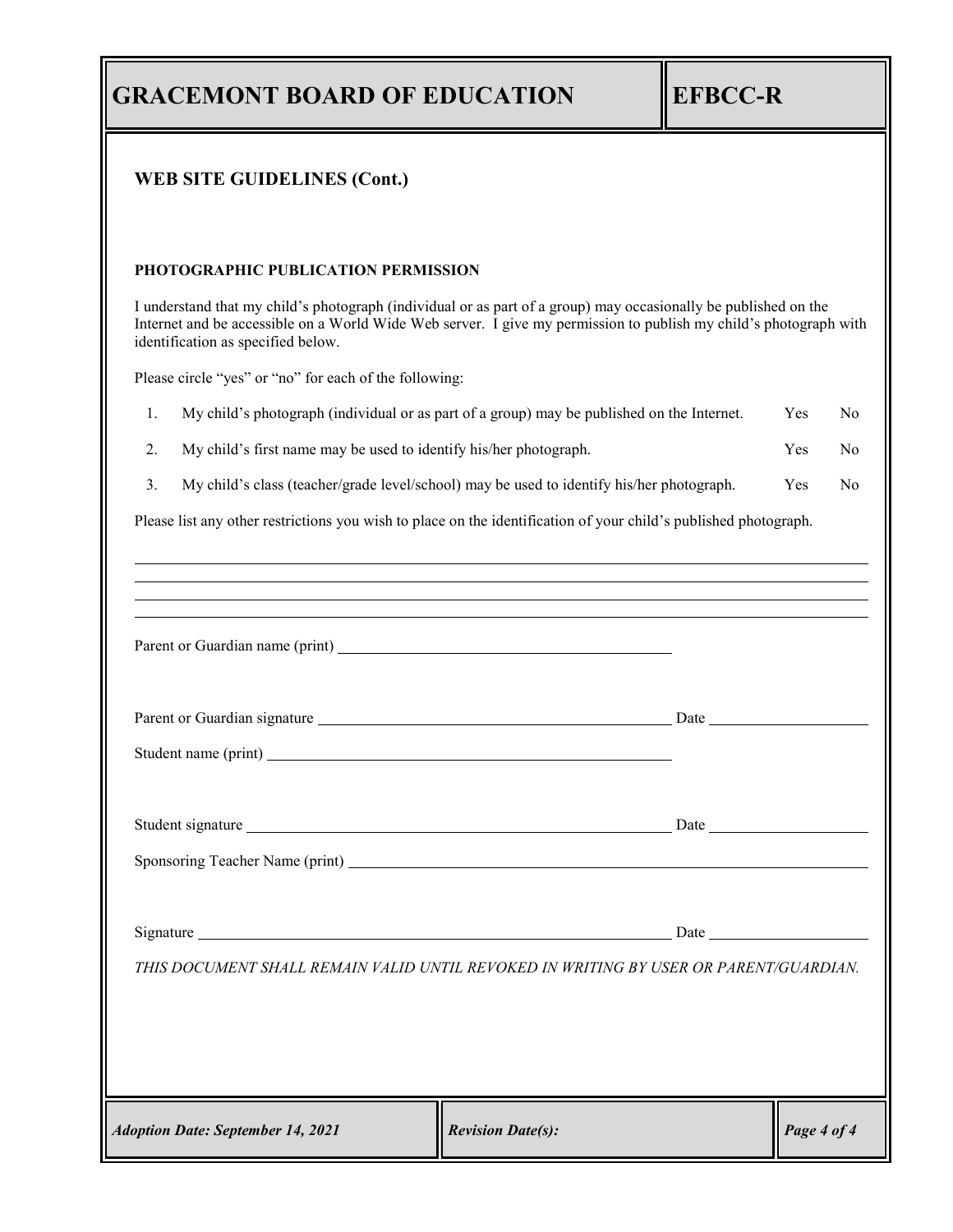# GRACEMONT BOARD OF EDUCATION

# EFBCC-R

## WEB SITE GUIDELINES (Cont.)

### PHOTOGRAPHIC PUBLICATION PERMISSION

I understand that my child's photograph (individual or as part of a group) may occasionally be published on the Internet and be accessible on a World Wide Web server. I give my permission to publish my child's photograph with identification as specified below.

Please circle "yes" or "no" for each of the following:

| | | | |
|---|---|---|---|
| 1. | My child's photograph (individual or as part of a group) may be published on the Internet. | Yes | No |
| 2. | My child's first name may be used to identify his/her photograph. | Yes | No |
| 3. | My child's class (teacher/grade level/school) may be used to identify his/her photograph. | Yes | No |

Please list any other restrictions you wish to place on the identification of your child's published photograph.

\_\_\_\_\_\_\_\_\_\_\_\_\_\_\_\_\_\_\_\_\_\_\_\_\_\_\_\_\_\_\_\_\_\_\_\_\_\_\_\_\_\_\_\_\_\_\_\_\_\_\_\_\_\_\_\_\_\_\_\_\_\_\_\_

\_\_\_\_\_\_\_\_\_\_\_\_\_\_\_\_\_\_\_\_\_\_\_\_\_\_\_\_\_\_\_\_\_\_\_\_\_\_\_\_\_\_\_\_\_\_\_\_\_\_\_\_\_\_\_\_\_\_\_\_\_\_\_\_

\_\_\_\_\_\_\_\_\_\_\_\_\_\_\_\_\_\_\_\_\_\_\_\_\_\_\_\_\_\_\_\_\_\_\_\_\_\_\_\_\_\_\_\_\_\_\_\_\_\_\_\_\_\_\_\_\_\_\_\_\_\_\_\_

\_\_\_\_\_\_\_\_\_\_\_\_\_\_\_\_\_\_\_\_\_\_\_\_\_\_\_\_\_\_\_\_\_\_\_\_\_\_\_\_\_\_\_\_\_\_\_\_\_\_\_\_\_\_\_\_\_\_\_\_\_\_\_\_

Parent or Guardian name (print) \_\_\_\_\_\_\_\_\_\_\_\_\_\_\_\_\_\_\_\_\_\_\_\_\_\_\_\_\_\_\_\_

Parent or Guardian signature \_\_\_\_\_\_\_\_\_\_\_\_\_\_\_\_\_\_\_\_\_\_\_\_\_\_\_\_\_\_\_\_ Date \_\_\_\_\_\_\_\_\_\_\_\_\_\_\_\_

Student name (print) \_\_\_\_\_\_\_\_\_\_\_\_\_\_\_\_\_\_\_\_\_\_\_\_\_\_\_\_\_\_\_\_\_\_\_\_\_\_

Student signature \_\_\_\_\_\_\_\_\_\_\_\_\_\_\_\_\_\_\_\_\_\_\_\_\_\_\_\_\_\_\_\_\_\_\_\_\_\_\_\_ Date \_\_\_\_\_\_\_\_\_\_\_\_\_\_\_\_

Sponsoring Teacher Name (print) \_\_\_\_\_\_\_\_\_\_\_\_\_\_\_\_\_\_\_\_\_\_\_\_\_\_\_\_\_\_\_\_\_\_\_\_\_\_\_\_\_\_\_\_\_\_

Signature \_\_\_\_\_\_\_\_\_\_\_\_\_\_\_\_\_\_\_\_\_\_\_\_\_\_\_\_\_\_\_\_\_\_\_\_\_\_\_\_\_\_\_\_\_\_\_\_ Date \_\_\_\_\_\_\_\_\_\_\_\_\_\_\_\_

*THIS DOCUMENT SHALL REMAIN VALID UNTIL REVOKED IN WRITING BY USER OR PARENT/GUARDIAN.*

***Adoption Date: September 14, 2021*** | ***Revision Date(s):***